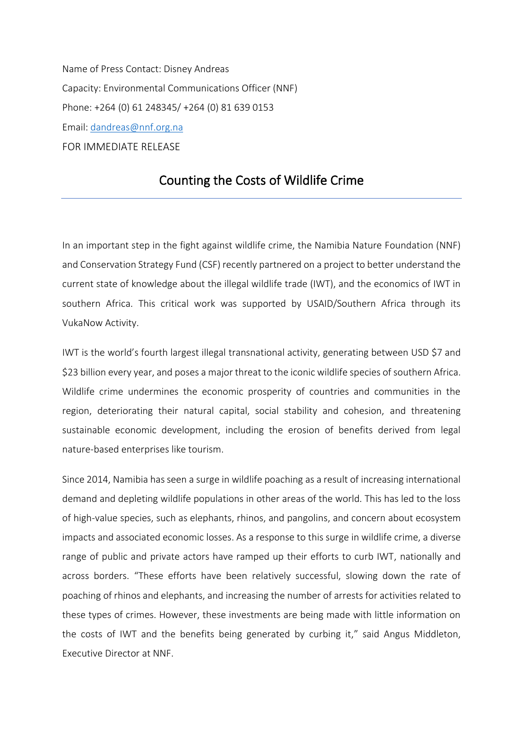Name of Press Contact: Disney Andreas

Capacity: Environmental Communications Officer (NNF)

Phone: +264 (0) 61 248345/ +264 (0) 81 639 0153

Email: dandreas@nnf.org.na

FOR IMMEDIATE RELEASE

# Counting the Costs of Wildlife Crime

---

In an important step in the fight against wildlife crime, the Namibia Nature Foundation (NNF) and Conservation Strategy Fund (CSF) recently partnered on a project to better understand the current state of knowledge about the illegal wildlife trade (IWT), and the economics of IWT in southern Africa. This critical work was supported by USAID/Southern Africa through its VukaNow Activity.

IWT is the world's fourth largest illegal transnational activity, generating between USD $7 and $23 billion every year, and poses a major threat to the iconic wildlife species of southern Africa. Wildlife crime undermines the economic prosperity of countries and communities in the region, deteriorating their natural capital, social stability and cohesion, and threatening sustainable economic development, including the erosion of benefits derived from legal nature-based enterprises like tourism.

Since 2014, Namibia has seen a surge in wildlife poaching as a result of increasing international demand and depleting wildlife populations in other areas of the world. This has led to the loss of high-value species, such as elephants, rhinos, and pangolins, and concern about ecosystem impacts and associated economic losses. As a response to this surge in wildlife crime, a diverse range of public and private actors have ramped up their efforts to curb IWT, nationally and across borders. "These efforts have been relatively successful, slowing down the rate of poaching of rhinos and elephants, and increasing the number of arrests for activities related to these types of crimes. However, these investments are being made with little information on the costs of IWT and the benefits being generated by curbing it," said Angus Middleton, Executive Director at NNF.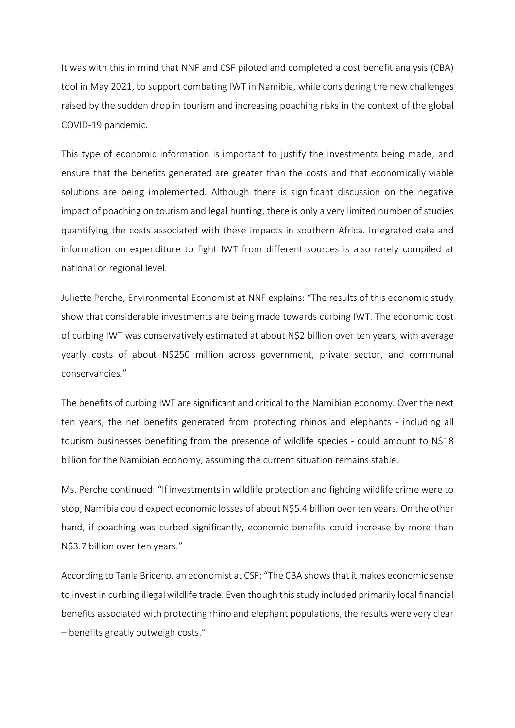It was with this in mind that NNF and CSF piloted and completed a cost benefit analysis (CBA) tool in May 2021, to support combating IWT in Namibia, while considering the new challenges raised by the sudden drop in tourism and increasing poaching risks in the context of the global COVID-19 pandemic.

This type of economic information is important to justify the investments being made, and ensure that the benefits generated are greater than the costs and that economically viable solutions are being implemented. Although there is significant discussion on the negative impact of poaching on tourism and legal hunting, there is only a very limited number of studies quantifying the costs associated with these impacts in southern Africa. Integrated data and information on expenditure to fight IWT from different sources is also rarely compiled at national or regional level.

Juliette Perche, Environmental Economist at NNF explains: "The results of this economic study show that considerable investments are being made towards curbing IWT. The economic cost of curbing IWT was conservatively estimated at about N$2 billion over ten years, with average yearly costs of about N$250 million across government, private sector, and communal conservancies."

The benefits of curbing IWT are significant and critical to the Namibian economy. Over the next ten years, the net benefits generated from protecting rhinos and elephants - including all tourism businesses benefiting from the presence of wildlife species - could amount to N$18 billion for the Namibian economy, assuming the current situation remains stable.

Ms. Perche continued: "If investments in wildlife protection and fighting wildlife crime were to stop, Namibia could expect economic losses of about N$5.4 billion over ten years. On the other hand, if poaching was curbed significantly, economic benefits could increase by more than N$3.7 billion over ten years."

According to Tania Briceno, an economist at CSF: "The CBA shows that it makes economic sense to invest in curbing illegal wildlife trade. Even though this study included primarily local financial benefits associated with protecting rhino and elephant populations, the results were very clear – benefits greatly outweigh costs."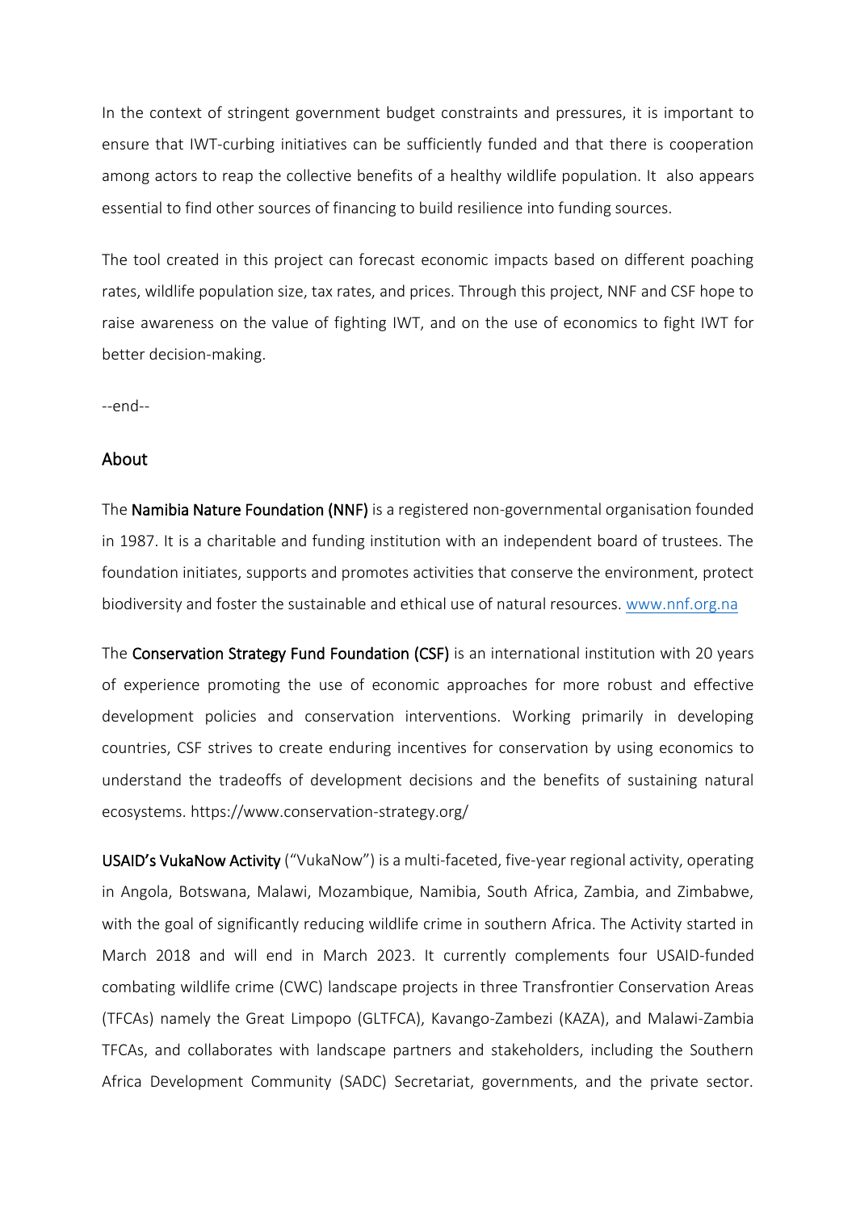In the context of stringent government budget constraints and pressures, it is important to ensure that IWT-curbing initiatives can be sufficiently funded and that there is cooperation among actors to reap the collective benefits of a healthy wildlife population. It also appears essential to find other sources of financing to build resilience into funding sources.

The tool created in this project can forecast economic impacts based on different poaching rates, wildlife population size, tax rates, and prices. Through this project, NNF and CSF hope to raise awareness on the value of fighting IWT, and on the use of economics to fight IWT for better decision-making.

--end--

## About

The **Namibia Nature Foundation (NNF)** is a registered non-governmental organisation founded in 1987. It is a charitable and funding institution with an independent board of trustees. The foundation initiates, supports and promotes activities that conserve the environment, protect biodiversity and foster the sustainable and ethical use of natural resources. [www.nnf.org.na](http://www.nnf.org.na)

The **Conservation Strategy Fund Foundation (CSF)** is an international institution with 20 years of experience promoting the use of economic approaches for more robust and effective development policies and conservation interventions. Working primarily in developing countries, CSF strives to create enduring incentives for conservation by using economics to understand the tradeoffs of development decisions and the benefits of sustaining natural ecosystems. https://www.conservation-strategy.org/

**USAID's VukaNow Activity** ("VukaNow") is a multi-faceted, five-year regional activity, operating in Angola, Botswana, Malawi, Mozambique, Namibia, South Africa, Zambia, and Zimbabwe, with the goal of significantly reducing wildlife crime in southern Africa. The Activity started in March 2018 and will end in March 2023. It currently complements four USAID-funded combating wildlife crime (CWC) landscape projects in three Transfrontier Conservation Areas (TFCAs) namely the Great Limpopo (GLTFCA), Kavango-Zambezi (KAZA), and Malawi-Zambia TFCAs, and collaborates with landscape partners and stakeholders, including the Southern Africa Development Community (SADC) Secretariat, governments, and the private sector.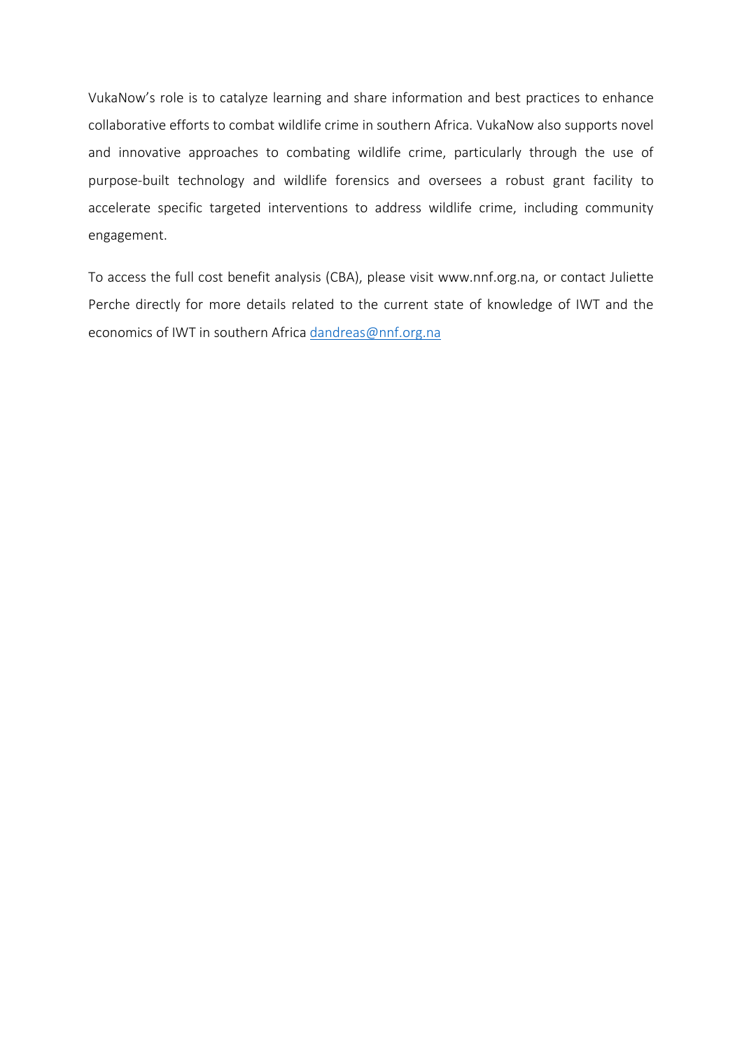VukaNow's role is to catalyze learning and share information and best practices to enhance collaborative efforts to combat wildlife crime in southern Africa. VukaNow also supports novel and innovative approaches to combating wildlife crime, particularly through the use of purpose-built technology and wildlife forensics and oversees a robust grant facility to accelerate specific targeted interventions to address wildlife crime, including community engagement.

To access the full cost benefit analysis (CBA), please visit www.nnf.org.na, or contact Juliette Perche directly for more details related to the current state of knowledge of IWT and the economics of IWT in southern Africa dandreas@nnf.org.na